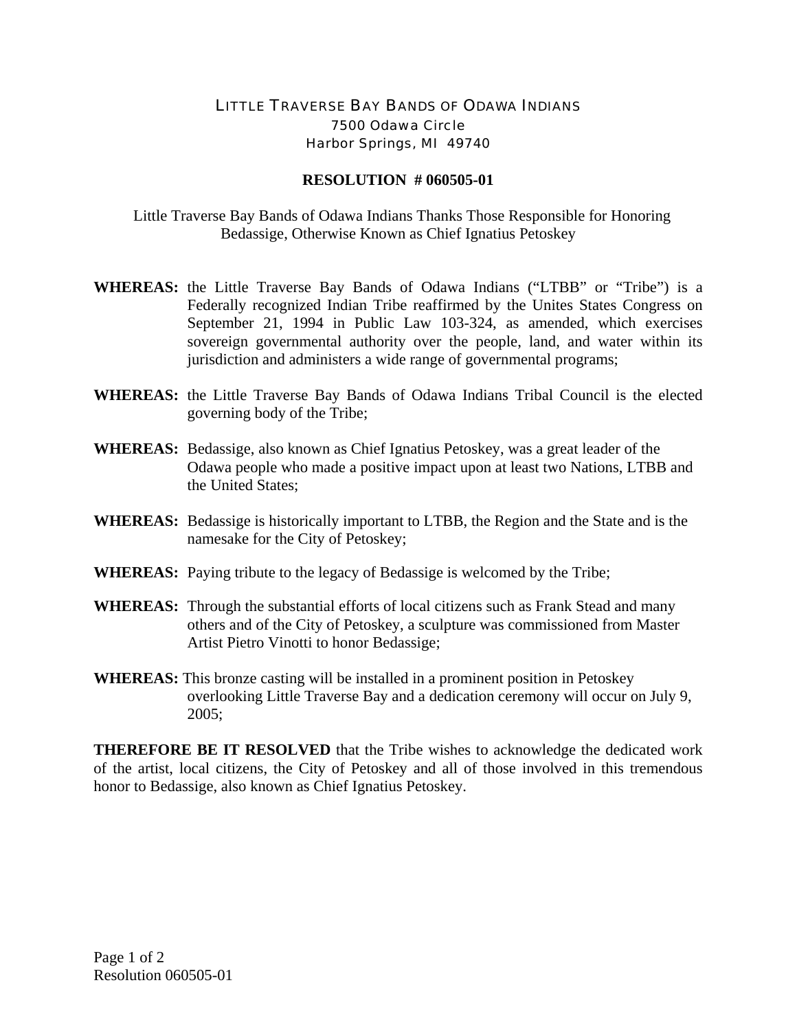LITTLE TRAVERSE BAY BANDS OF ODAWA INDIANS
7500 Odawa Circle
Harbor Springs, MI 49740

**RESOLUTION # 060505-01**

Little Traverse Bay Bands of Odawa Indians Thanks Those Responsible for Honoring Bedassige, Otherwise Known as Chief Ignatius Petoskey

**WHEREAS:** the Little Traverse Bay Bands of Odawa Indians ("LTBB" or "Tribe") is a Federally recognized Indian Tribe reaffirmed by the Unites States Congress on September 21, 1994 in Public Law 103-324, as amended, which exercises sovereign governmental authority over the people, land, and water within its jurisdiction and administers a wide range of governmental programs;

**WHEREAS:** the Little Traverse Bay Bands of Odawa Indians Tribal Council is the elected governing body of the Tribe;

**WHEREAS:** Bedassige, also known as Chief Ignatius Petoskey, was a great leader of the Odawa people who made a positive impact upon at least two Nations, LTBB and the United States;

**WHEREAS:** Bedassige is historically important to LTBB, the Region and the State and is the namesake for the City of Petoskey;

**WHEREAS:** Paying tribute to the legacy of Bedassige is welcomed by the Tribe;

**WHEREAS:** Through the substantial efforts of local citizens such as Frank Stead and many others and of the City of Petoskey, a sculpture was commissioned from Master Artist Pietro Vinotti to honor Bedassige;

**WHEREAS:** This bronze casting will be installed in a prominent position in Petoskey overlooking Little Traverse Bay and a dedication ceremony will occur on July 9, 2005;

**THEREFORE BE IT RESOLVED** that the Tribe wishes to acknowledge the dedicated work of the artist, local citizens, the City of Petoskey and all of those involved in this tremendous honor to Bedassige, also known as Chief Ignatius Petoskey.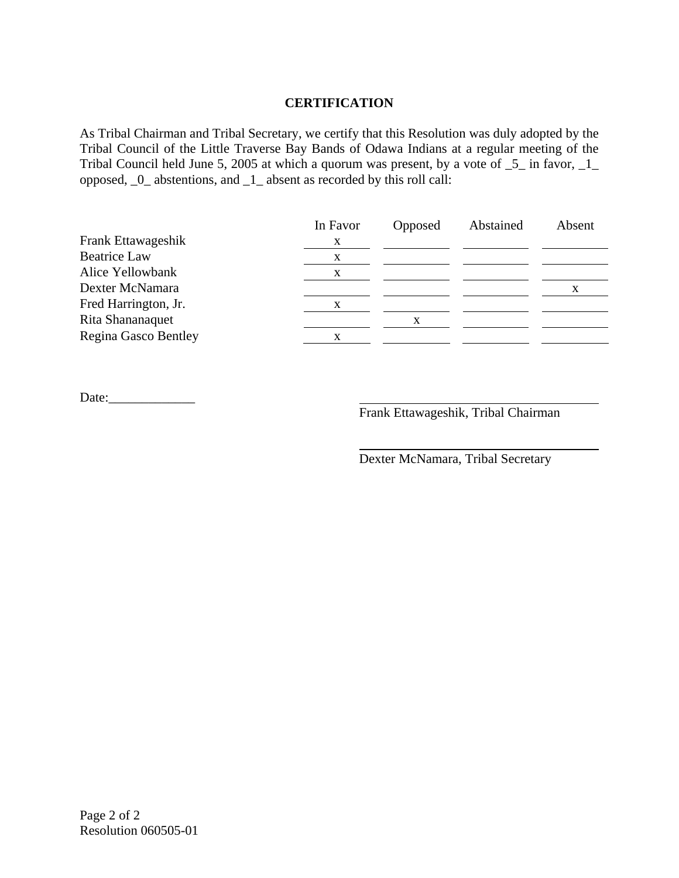## CERTIFICATION

As Tribal Chairman and Tribal Secretary, we certify that this Resolution was duly adopted by the Tribal Council of the Little Traverse Bay Bands of Odawa Indians at a regular meeting of the Tribal Council held June 5, 2005 at which a quorum was present, by a vote of _5_ in favor, _1_ opposed, _0_ abstentions, and _1_ absent as recorded by this roll call:

| | In Favor | Opposed | Abstained | Absent |
|---|---|---|---|---|
| Frank Ettawageshik | x | | | |
| Beatrice Law | x | | | |
| Alice Yellowbank | x | | | |
| Dexter McNamara | | | | x |
| Fred Harrington, Jr. | x | | | |
| Rita Shananaquet | | x | | |
| Regina Gasco Bentley | x | | | |

Date:_____________

_____________________________________
Frank Ettawageshik, Tribal Chairman

_____________________________________
Dexter McNamara, Tribal Secretary

Resolution 060505-01